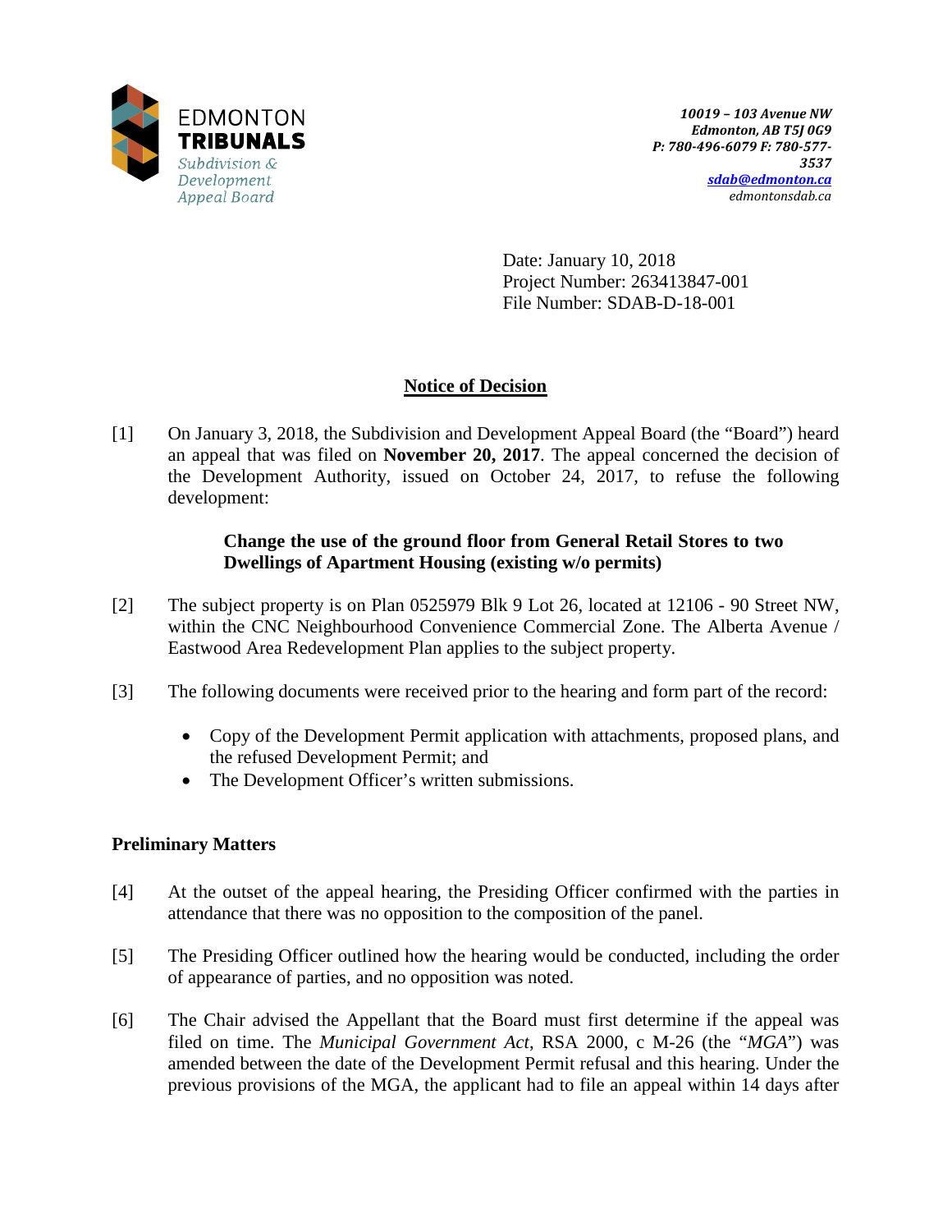EDMONTON
**TRIBUNALS**
*Subdivision & Development Appeal Board*

***10019 – 103 Avenue NW***
***Edmonton, AB T5J 0G9***
***P: 780-496-6079 F: 780-577-3537***
***sdab@edmonton.ca***
*edmontonsdab.ca*

Date: January 10, 2018
Project Number: 263413847-001
File Number: SDAB-D-18-001

## Notice of Decision

[1] On January 3, 2018, the Subdivision and Development Appeal Board (the "Board") heard an appeal that was filed on **November 20, 2017**. The appeal concerned the decision of the Development Authority, issued on October 24, 2017, to refuse the following development:

> **Change the use of the ground floor from General Retail Stores to two Dwellings of Apartment Housing (existing w/o permits)**

[2] The subject property is on Plan 0525979 Blk 9 Lot 26, located at 12106 - 90 Street NW, within the CNC Neighbourhood Convenience Commercial Zone. The Alberta Avenue / Eastwood Area Redevelopment Plan applies to the subject property.

[3] The following documents were received prior to the hearing and form part of the record:

- Copy of the Development Permit application with attachments, proposed plans, and the refused Development Permit; and
- The Development Officer's written submissions.

### Preliminary Matters

[4] At the outset of the appeal hearing, the Presiding Officer confirmed with the parties in attendance that there was no opposition to the composition of the panel.

[5] The Presiding Officer outlined how the hearing would be conducted, including the order of appearance of parties, and no opposition was noted.

[6] The Chair advised the Appellant that the Board must first determine if the appeal was filed on time. The *Municipal Government Act*, RSA 2000, c M-26 (the "*MGA*") was amended between the date of the Development Permit refusal and this hearing. Under the previous provisions of the MGA, the applicant had to file an appeal within 14 days after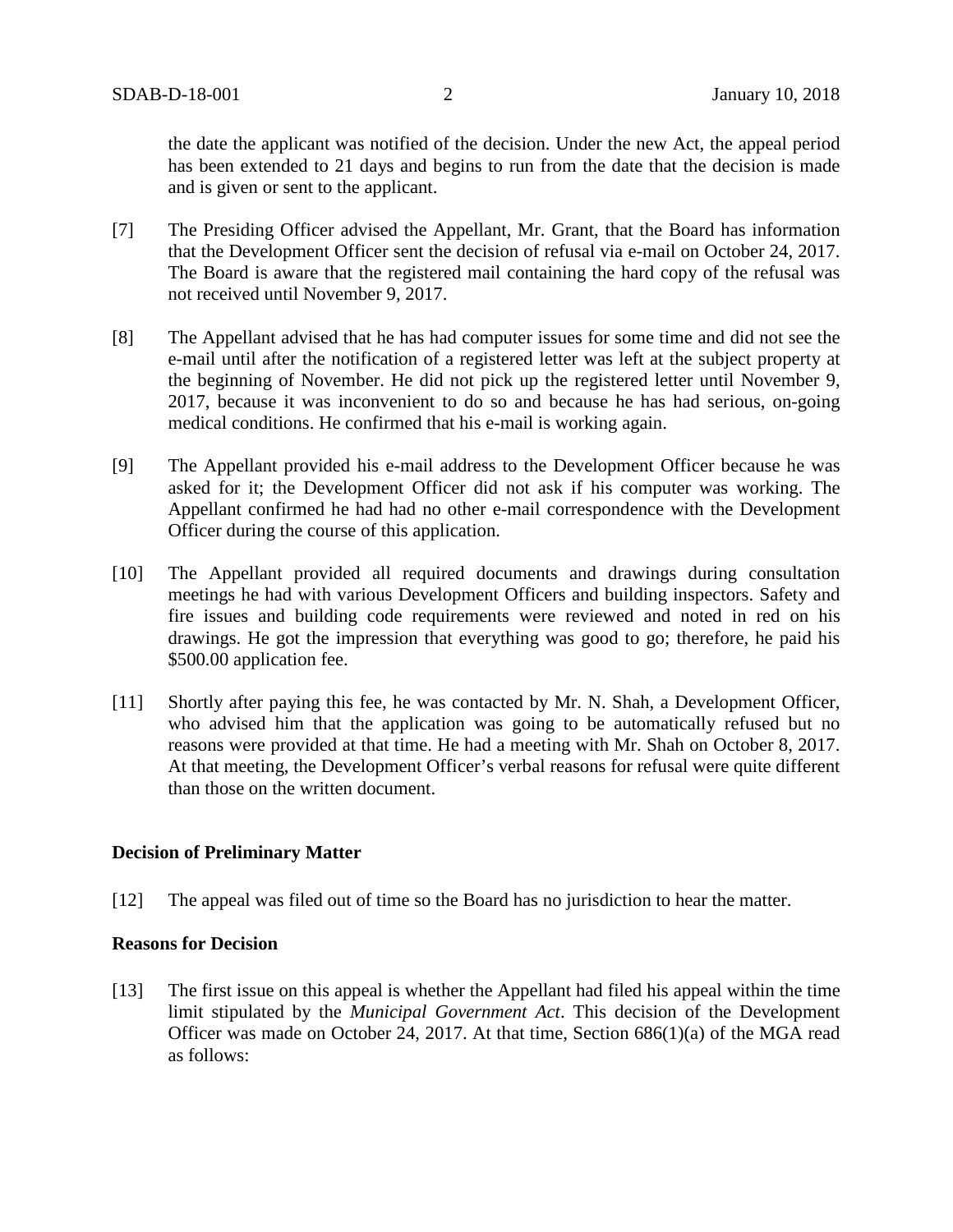the date the applicant was notified of the decision. Under the new Act, the appeal period has been extended to 21 days and begins to run from the date that the decision is made and is given or sent to the applicant.

[7] The Presiding Officer advised the Appellant, Mr. Grant, that the Board has information that the Development Officer sent the decision of refusal via e-mail on October 24, 2017. The Board is aware that the registered mail containing the hard copy of the refusal was not received until November 9, 2017.

[8] The Appellant advised that he has had computer issues for some time and did not see the e-mail until after the notification of a registered letter was left at the subject property at the beginning of November. He did not pick up the registered letter until November 9, 2017, because it was inconvenient to do so and because he has had serious, on-going medical conditions. He confirmed that his e-mail is working again.

[9] The Appellant provided his e-mail address to the Development Officer because he was asked for it; the Development Officer did not ask if his computer was working. The Appellant confirmed he had had no other e-mail correspondence with the Development Officer during the course of this application.

[10] The Appellant provided all required documents and drawings during consultation meetings he had with various Development Officers and building inspectors. Safety and fire issues and building code requirements were reviewed and noted in red on his drawings. He got the impression that everything was good to go; therefore, he paid his $500.00 application fee.

[11] Shortly after paying this fee, he was contacted by Mr. N. Shah, a Development Officer, who advised him that the application was going to be automatically refused but no reasons were provided at that time. He had a meeting with Mr. Shah on October 8, 2017. At that meeting, the Development Officer's verbal reasons for refusal were quite different than those on the written document.

**Decision of Preliminary Matter**

[12] The appeal was filed out of time so the Board has no jurisdiction to hear the matter.

**Reasons for Decision**

[13] The first issue on this appeal is whether the Appellant had filed his appeal within the time limit stipulated by the *Municipal Government Act*. This decision of the Development Officer was made on October 24, 2017. At that time, Section 686(1)(a) of the MGA read as follows: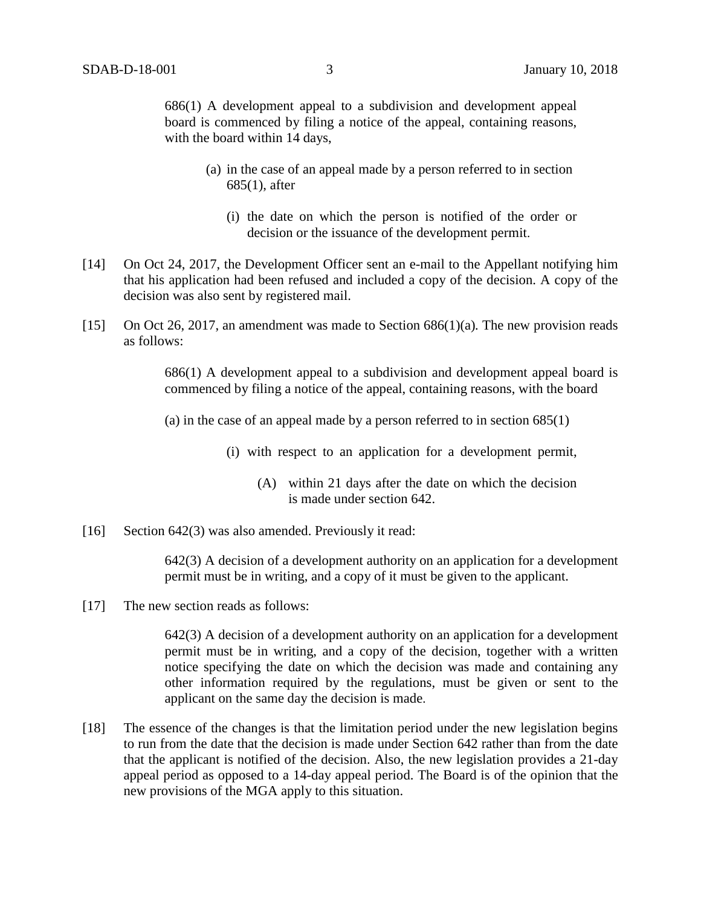> 686(1) A development appeal to a subdivision and development appeal board is commenced by filing a notice of the appeal, containing reasons, with the board within 14 days,
>
> (a) in the case of an appeal made by a person referred to in section 685(1), after
>
> (i) the date on which the person is notified of the order or decision or the issuance of the development permit.

[14] On Oct 24, 2017, the Development Officer sent an e-mail to the Appellant notifying him that his application had been refused and included a copy of the decision. A copy of the decision was also sent by registered mail.

[15] On Oct 26, 2017, an amendment was made to Section 686(1)(a). The new provision reads as follows:

> 686(1) A development appeal to a subdivision and development appeal board is commenced by filing a notice of the appeal, containing reasons, with the board
>
> (a) in the case of an appeal made by a person referred to in section 685(1)
>
> (i) with respect to an application for a development permit,
>
> (A) within 21 days after the date on which the decision is made under section 642.

[16] Section 642(3) was also amended. Previously it read:

> 642(3) A decision of a development authority on an application for a development permit must be in writing, and a copy of it must be given to the applicant.

[17] The new section reads as follows:

> 642(3) A decision of a development authority on an application for a development permit must be in writing, and a copy of the decision, together with a written notice specifying the date on which the decision was made and containing any other information required by the regulations, must be given or sent to the applicant on the same day the decision is made.

[18] The essence of the changes is that the limitation period under the new legislation begins to run from the date that the decision is made under Section 642 rather than from the date that the applicant is notified of the decision. Also, the new legislation provides a 21-day appeal period as opposed to a 14-day appeal period. The Board is of the opinion that the new provisions of the MGA apply to this situation.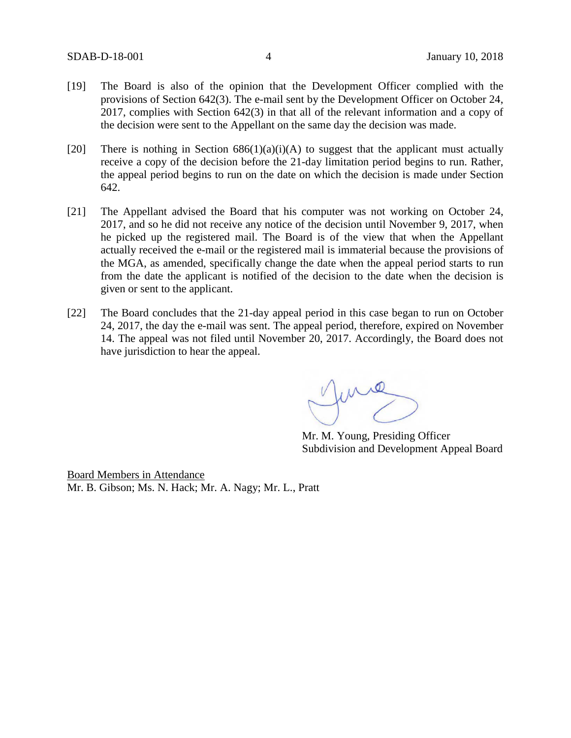[19] The Board is also of the opinion that the Development Officer complied with the provisions of Section 642(3). The e-mail sent by the Development Officer on October 24, 2017, complies with Section 642(3) in that all of the relevant information and a copy of the decision were sent to the Appellant on the same day the decision was made.

[20] There is nothing in Section 686(1)(a)(i)(A) to suggest that the applicant must actually receive a copy of the decision before the 21-day limitation period begins to run. Rather, the appeal period begins to run on the date on which the decision is made under Section 642.

[21] The Appellant advised the Board that his computer was not working on October 24, 2017, and so he did not receive any notice of the decision until November 9, 2017, when he picked up the registered mail. The Board is of the view that when the Appellant actually received the e-mail or the registered mail is immaterial because the provisions of the MGA, as amended, specifically change the date when the appeal period starts to run from the date the applicant is notified of the decision to the date when the decision is given or sent to the applicant.

[22] The Board concludes that the 21-day appeal period in this case began to run on October 24, 2017, the day the e-mail was sent. The appeal period, therefore, expired on November 14. The appeal was not filed until November 20, 2017. Accordingly, the Board does not have jurisdiction to hear the appeal.

Mr. M. Young, Presiding Officer
Subdivision and Development Appeal Board

Board Members in Attendance
Mr. B. Gibson; Ms. N. Hack; Mr. A. Nagy; Mr. L., Pratt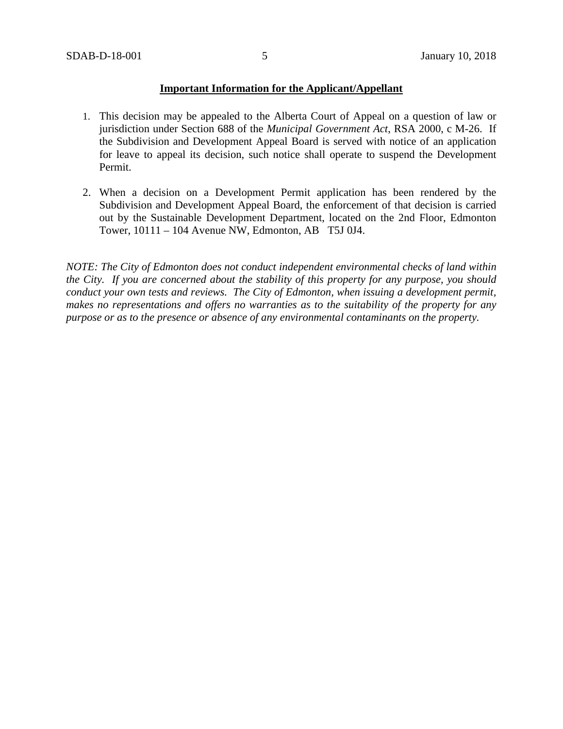**Important Information for the Applicant/Appellant**

1. This decision may be appealed to the Alberta Court of Appeal on a question of law or jurisdiction under Section 688 of the *Municipal Government Act*, RSA 2000, c M-26. If the Subdivision and Development Appeal Board is served with notice of an application for leave to appeal its decision, such notice shall operate to suspend the Development Permit.

2. When a decision on a Development Permit application has been rendered by the Subdivision and Development Appeal Board, the enforcement of that decision is carried out by the Sustainable Development Department, located on the 2nd Floor, Edmonton Tower, 10111 – 104 Avenue NW, Edmonton, AB T5J 0J4.

*NOTE: The City of Edmonton does not conduct independent environmental checks of land within the City. If you are concerned about the stability of this property for any purpose, you should conduct your own tests and reviews. The City of Edmonton, when issuing a development permit, makes no representations and offers no warranties as to the suitability of the property for any purpose or as to the presence or absence of any environmental contaminants on the property.*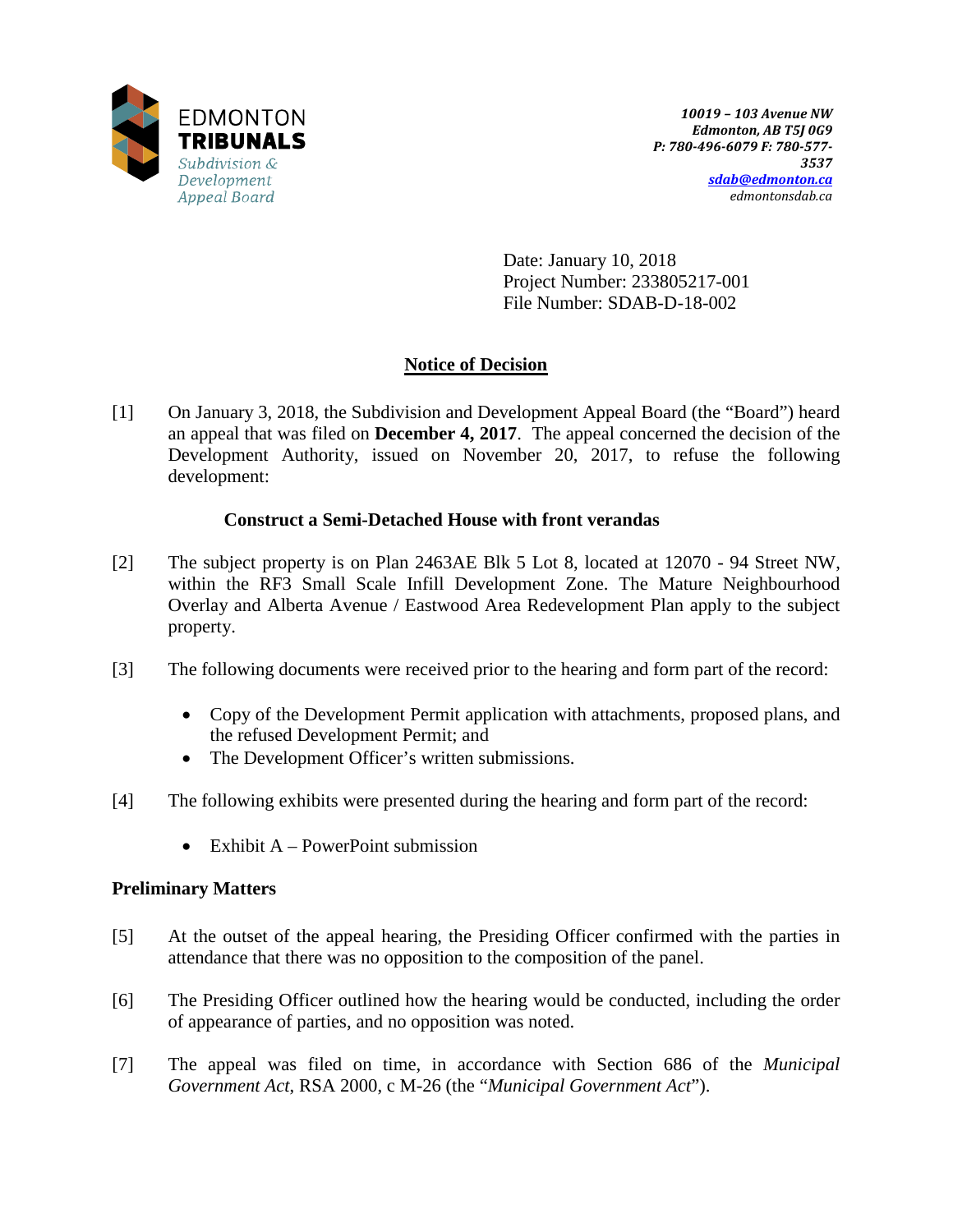EDMONTON
**TRIBUNALS**
*Subdivision & Development Appeal Board*

*10019 – 103 Avenue NW*
*Edmonton, AB T5J 0G9*
*P: 780-496-6079 F: 780-577-3537*
*sdab@edmonton.ca*
*edmontonsdab.ca*

Date: January 10, 2018
Project Number: 233805217-001
File Number: SDAB-D-18-002

## Notice of Decision

[1] On January 3, 2018, the Subdivision and Development Appeal Board (the "Board") heard an appeal that was filed on **December 4, 2017**. The appeal concerned the decision of the Development Authority, issued on November 20, 2017, to refuse the following development:

**Construct a Semi-Detached House with front verandas**

[2] The subject property is on Plan 2463AE Blk 5 Lot 8, located at 12070 - 94 Street NW, within the RF3 Small Scale Infill Development Zone. The Mature Neighbourhood Overlay and Alberta Avenue / Eastwood Area Redevelopment Plan apply to the subject property.

[3] The following documents were received prior to the hearing and form part of the record:

- Copy of the Development Permit application with attachments, proposed plans, and the refused Development Permit; and
- The Development Officer's written submissions.

[4] The following exhibits were presented during the hearing and form part of the record:

- Exhibit A – PowerPoint submission

### Preliminary Matters

[5] At the outset of the appeal hearing, the Presiding Officer confirmed with the parties in attendance that there was no opposition to the composition of the panel.

[6] The Presiding Officer outlined how the hearing would be conducted, including the order of appearance of parties, and no opposition was noted.

[7] The appeal was filed on time, in accordance with Section 686 of the *Municipal Government Act*, RSA 2000, c M-26 (the "*Municipal Government Act*").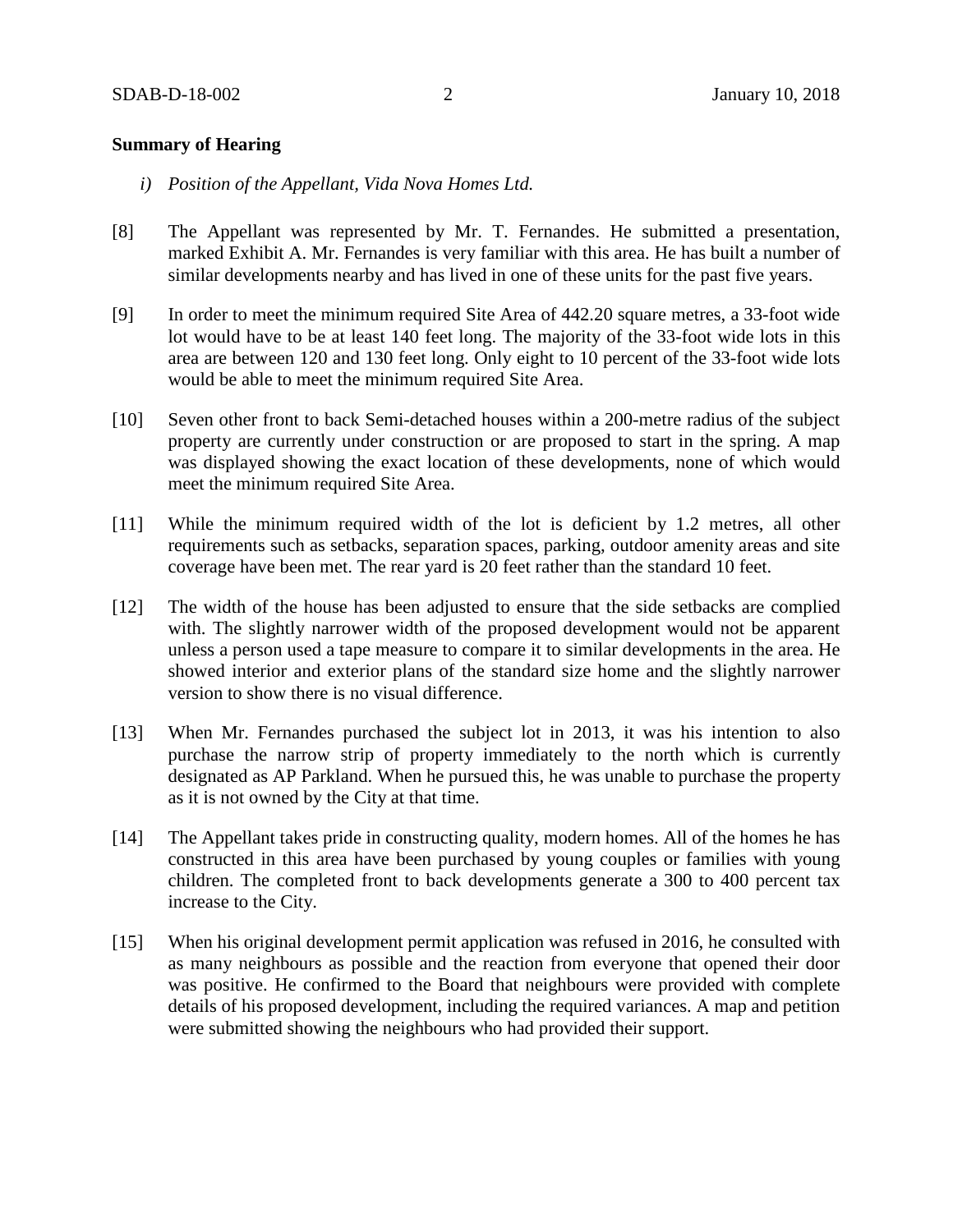**Summary of Hearing**

*i) Position of the Appellant, Vida Nova Homes Ltd.*

[8] The Appellant was represented by Mr. T. Fernandes. He submitted a presentation, marked Exhibit A. Mr. Fernandes is very familiar with this area. He has built a number of similar developments nearby and has lived in one of these units for the past five years.

[9] In order to meet the minimum required Site Area of 442.20 square metres, a 33-foot wide lot would have to be at least 140 feet long. The majority of the 33-foot wide lots in this area are between 120 and 130 feet long. Only eight to 10 percent of the 33-foot wide lots would be able to meet the minimum required Site Area.

[10] Seven other front to back Semi-detached houses within a 200-metre radius of the subject property are currently under construction or are proposed to start in the spring. A map was displayed showing the exact location of these developments, none of which would meet the minimum required Site Area.

[11] While the minimum required width of the lot is deficient by 1.2 metres, all other requirements such as setbacks, separation spaces, parking, outdoor amenity areas and site coverage have been met. The rear yard is 20 feet rather than the standard 10 feet.

[12] The width of the house has been adjusted to ensure that the side setbacks are complied with. The slightly narrower width of the proposed development would not be apparent unless a person used a tape measure to compare it to similar developments in the area. He showed interior and exterior plans of the standard size home and the slightly narrower version to show there is no visual difference.

[13] When Mr. Fernandes purchased the subject lot in 2013, it was his intention to also purchase the narrow strip of property immediately to the north which is currently designated as AP Parkland. When he pursued this, he was unable to purchase the property as it is not owned by the City at that time.

[14] The Appellant takes pride in constructing quality, modern homes. All of the homes he has constructed in this area have been purchased by young couples or families with young children. The completed front to back developments generate a 300 to 400 percent tax increase to the City.

[15] When his original development permit application was refused in 2016, he consulted with as many neighbours as possible and the reaction from everyone that opened their door was positive. He confirmed to the Board that neighbours were provided with complete details of his proposed development, including the required variances. A map and petition were submitted showing the neighbours who had provided their support.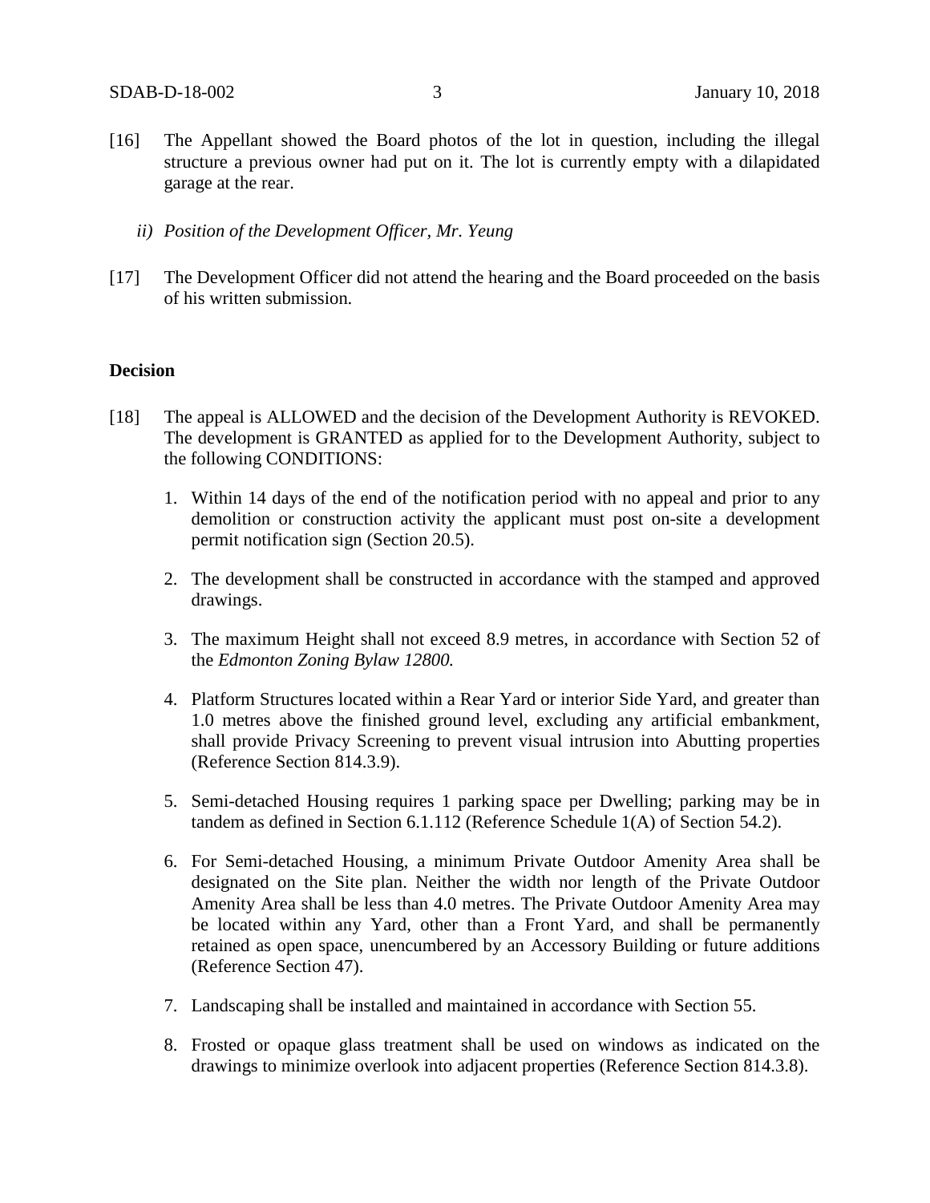[16] The Appellant showed the Board photos of the lot in question, including the illegal structure a previous owner had put on it. The lot is currently empty with a dilapidated garage at the rear.

*ii) Position of the Development Officer, Mr. Yeung*

[17] The Development Officer did not attend the hearing and the Board proceeded on the basis of his written submission.

**Decision**

[18] The appeal is ALLOWED and the decision of the Development Authority is REVOKED. The development is GRANTED as applied for to the Development Authority, subject to the following CONDITIONS:

1. Within 14 days of the end of the notification period with no appeal and prior to any demolition or construction activity the applicant must post on-site a development permit notification sign (Section 20.5).

2. The development shall be constructed in accordance with the stamped and approved drawings.

3. The maximum Height shall not exceed 8.9 metres, in accordance with Section 52 of the *Edmonton Zoning Bylaw 12800.*

4. Platform Structures located within a Rear Yard or interior Side Yard, and greater than 1.0 metres above the finished ground level, excluding any artificial embankment, shall provide Privacy Screening to prevent visual intrusion into Abutting properties (Reference Section 814.3.9).

5. Semi-detached Housing requires 1 parking space per Dwelling; parking may be in tandem as defined in Section 6.1.112 (Reference Schedule 1(A) of Section 54.2).

6. For Semi-detached Housing, a minimum Private Outdoor Amenity Area shall be designated on the Site plan. Neither the width nor length of the Private Outdoor Amenity Area shall be less than 4.0 metres. The Private Outdoor Amenity Area may be located within any Yard, other than a Front Yard, and shall be permanently retained as open space, unencumbered by an Accessory Building or future additions (Reference Section 47).

7. Landscaping shall be installed and maintained in accordance with Section 55.

8. Frosted or opaque glass treatment shall be used on windows as indicated on the drawings to minimize overlook into adjacent properties (Reference Section 814.3.8).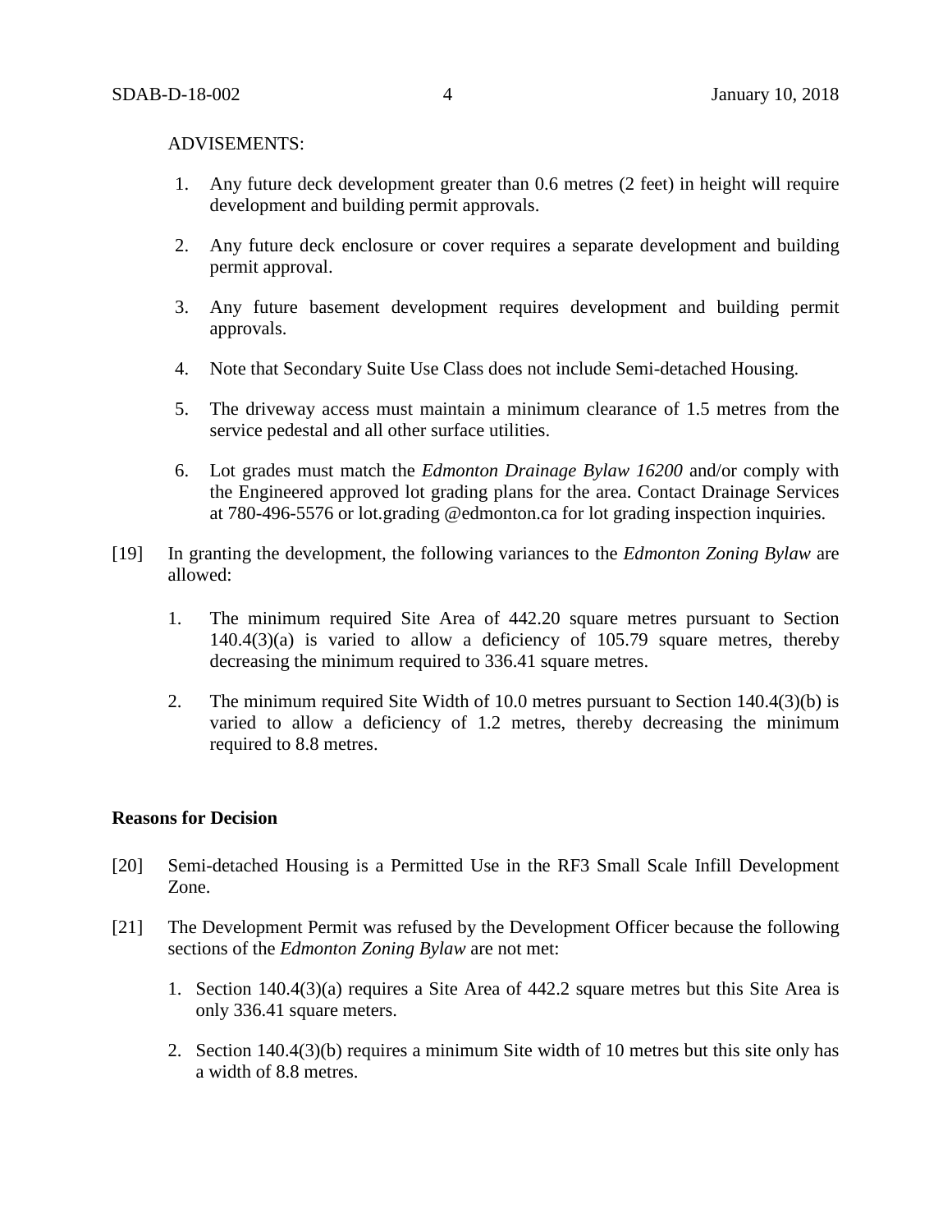ADVISEMENTS:

1. Any future deck development greater than 0.6 metres (2 feet) in height will require development and building permit approvals.

2. Any future deck enclosure or cover requires a separate development and building permit approval.

3. Any future basement development requires development and building permit approvals.

4. Note that Secondary Suite Use Class does not include Semi-detached Housing.

5. The driveway access must maintain a minimum clearance of 1.5 metres from the service pedestal and all other surface utilities.

6. Lot grades must match the *Edmonton Drainage Bylaw 16200* and/or comply with the Engineered approved lot grading plans for the area. Contact Drainage Services at 780-496-5576 or lot.grading @edmonton.ca for lot grading inspection inquiries.

[19] In granting the development, the following variances to the *Edmonton Zoning Bylaw* are allowed:

1. The minimum required Site Area of 442.20 square metres pursuant to Section 140.4(3)(a) is varied to allow a deficiency of 105.79 square metres, thereby decreasing the minimum required to 336.41 square metres.

2. The minimum required Site Width of 10.0 metres pursuant to Section 140.4(3)(b) is varied to allow a deficiency of 1.2 metres, thereby decreasing the minimum required to 8.8 metres.

**Reasons for Decision**

[20] Semi-detached Housing is a Permitted Use in the RF3 Small Scale Infill Development Zone.

[21] The Development Permit was refused by the Development Officer because the following sections of the *Edmonton Zoning Bylaw* are not met:

1. Section 140.4(3)(a) requires a Site Area of 442.2 square metres but this Site Area is only 336.41 square meters.

2. Section 140.4(3)(b) requires a minimum Site width of 10 metres but this site only has a width of 8.8 metres.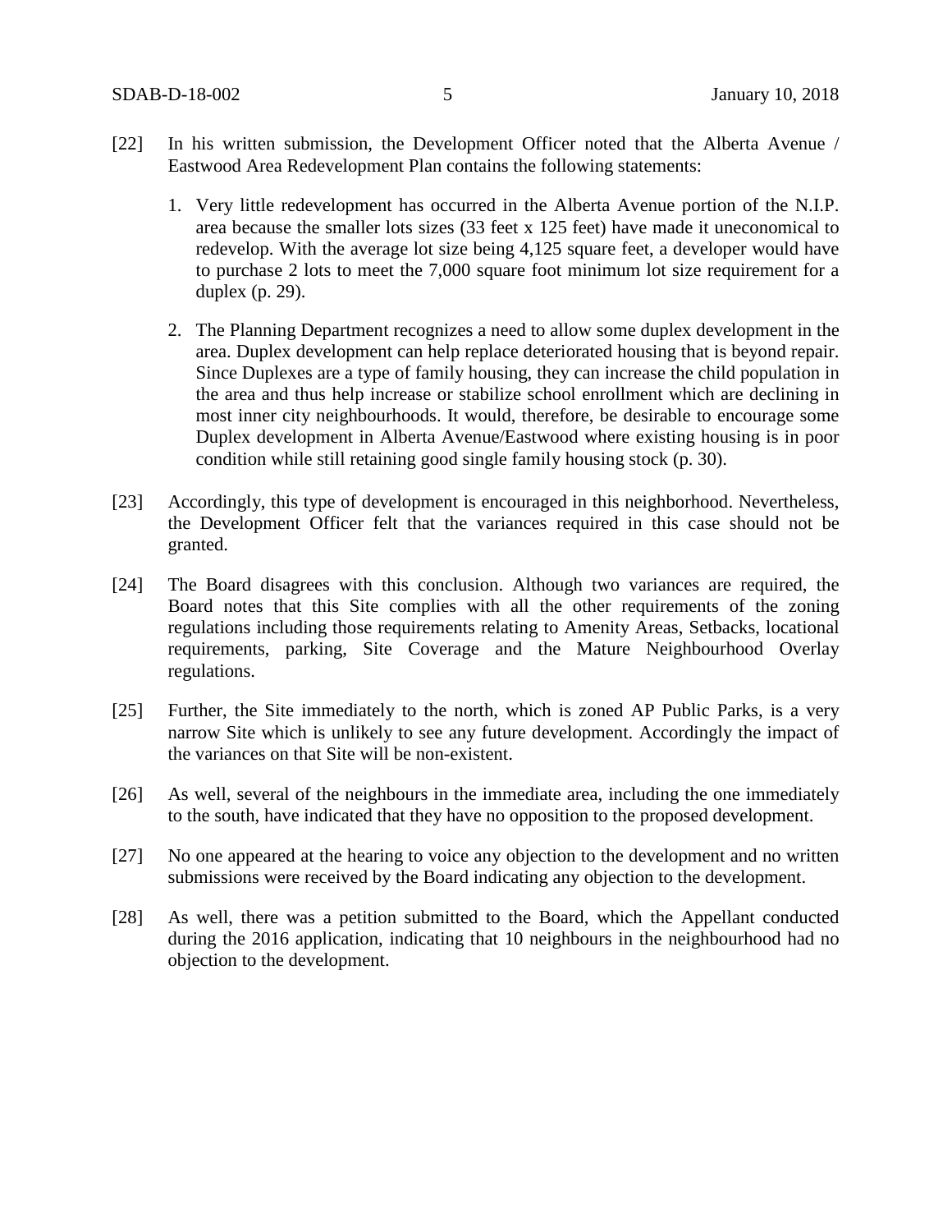[22] In his written submission, the Development Officer noted that the Alberta Avenue / Eastwood Area Redevelopment Plan contains the following statements:

1. Very little redevelopment has occurred in the Alberta Avenue portion of the N.I.P. area because the smaller lots sizes (33 feet x 125 feet) have made it uneconomical to redevelop. With the average lot size being 4,125 square feet, a developer would have to purchase 2 lots to meet the 7,000 square foot minimum lot size requirement for a duplex (p. 29).

2. The Planning Department recognizes a need to allow some duplex development in the area. Duplex development can help replace deteriorated housing that is beyond repair. Since Duplexes are a type of family housing, they can increase the child population in the area and thus help increase or stabilize school enrollment which are declining in most inner city neighbourhoods. It would, therefore, be desirable to encourage some Duplex development in Alberta Avenue/Eastwood where existing housing is in poor condition while still retaining good single family housing stock (p. 30).

[23] Accordingly, this type of development is encouraged in this neighborhood. Nevertheless, the Development Officer felt that the variances required in this case should not be granted.

[24] The Board disagrees with this conclusion. Although two variances are required, the Board notes that this Site complies with all the other requirements of the zoning regulations including those requirements relating to Amenity Areas, Setbacks, locational requirements, parking, Site Coverage and the Mature Neighbourhood Overlay regulations.

[25] Further, the Site immediately to the north, which is zoned AP Public Parks, is a very narrow Site which is unlikely to see any future development. Accordingly the impact of the variances on that Site will be non-existent.

[26] As well, several of the neighbours in the immediate area, including the one immediately to the south, have indicated that they have no opposition to the proposed development.

[27] No one appeared at the hearing to voice any objection to the development and no written submissions were received by the Board indicating any objection to the development.

[28] As well, there was a petition submitted to the Board, which the Appellant conducted during the 2016 application, indicating that 10 neighbours in the neighbourhood had no objection to the development.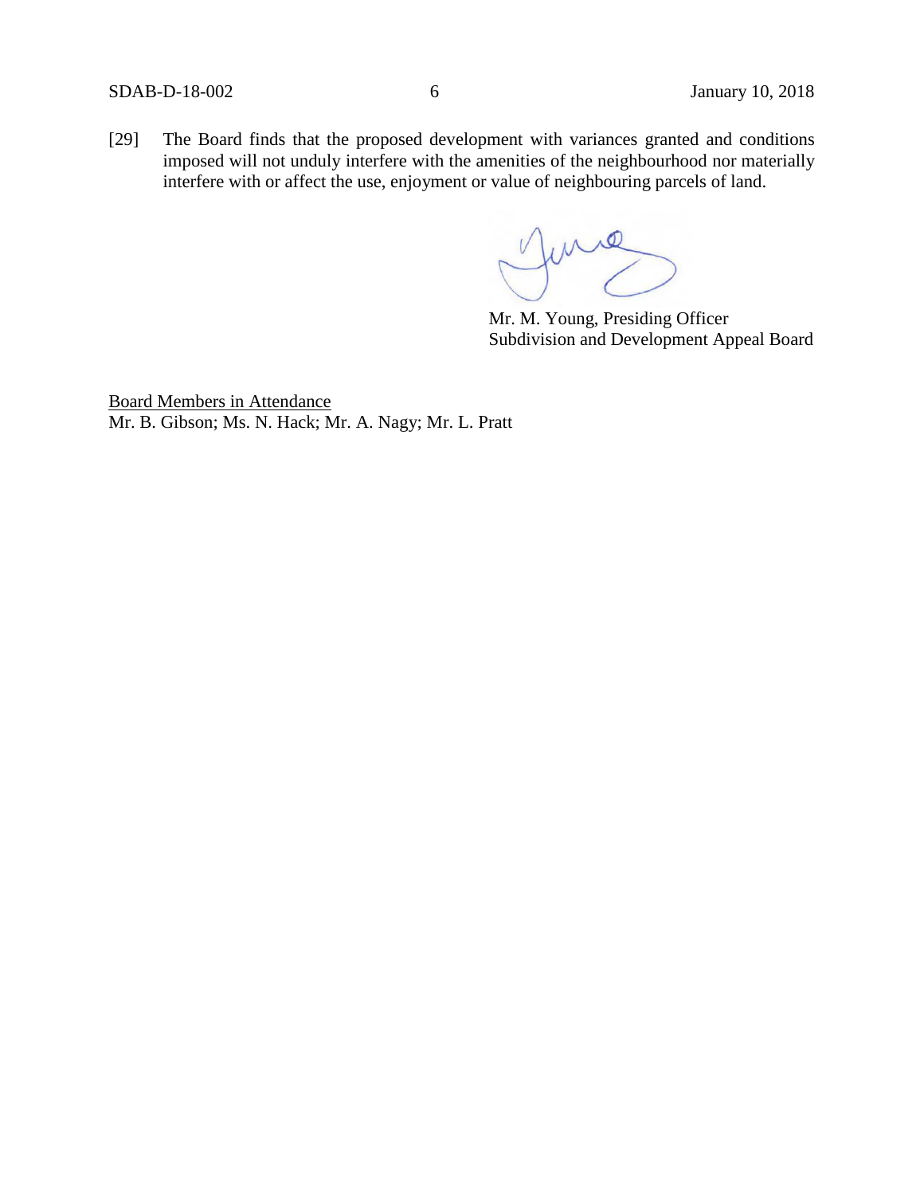[29] The Board finds that the proposed development with variances granted and conditions imposed will not unduly interfere with the amenities of the neighbourhood nor materially interfere with or affect the use, enjoyment or value of neighbouring parcels of land.

Mr. M. Young, Presiding Officer
Subdivision and Development Appeal Board

<u>Board Members in Attendance</u>
Mr. B. Gibson; Ms. N. Hack; Mr. A. Nagy; Mr. L. Pratt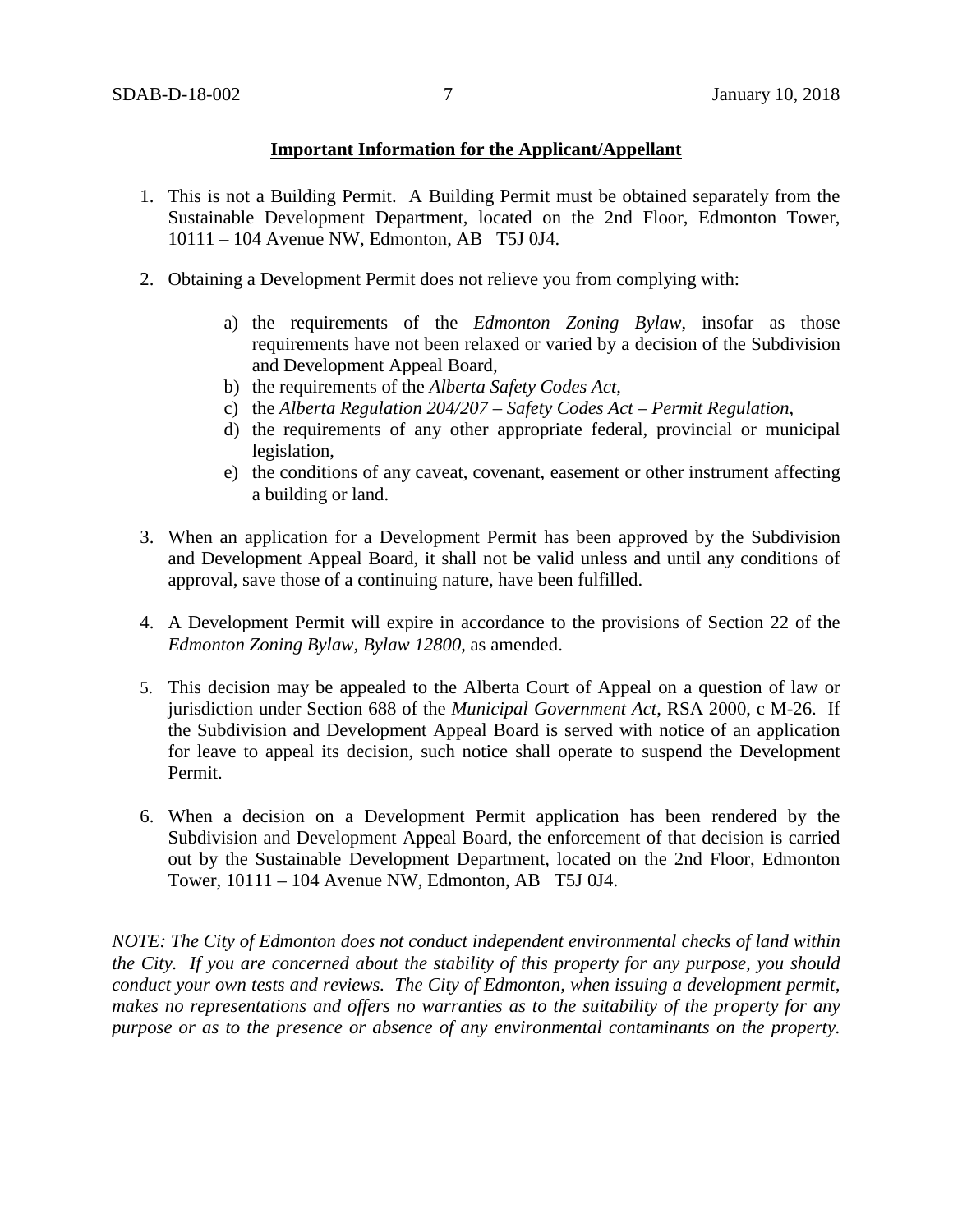**Important Information for the Applicant/Appellant**

1. This is not a Building Permit. A Building Permit must be obtained separately from the Sustainable Development Department, located on the 2nd Floor, Edmonton Tower, 10111 – 104 Avenue NW, Edmonton, AB T5J 0J4.

2. Obtaining a Development Permit does not relieve you from complying with:

    a) the requirements of the *Edmonton Zoning Bylaw*, insofar as those requirements have not been relaxed or varied by a decision of the Subdivision and Development Appeal Board,
    b) the requirements of the *Alberta Safety Codes Act*,
    c) the *Alberta Regulation 204/207 – Safety Codes Act – Permit Regulation*,
    d) the requirements of any other appropriate federal, provincial or municipal legislation,
    e) the conditions of any caveat, covenant, easement or other instrument affecting a building or land.

3. When an application for a Development Permit has been approved by the Subdivision and Development Appeal Board, it shall not be valid unless and until any conditions of approval, save those of a continuing nature, have been fulfilled.

4. A Development Permit will expire in accordance to the provisions of Section 22 of the *Edmonton Zoning Bylaw, Bylaw 12800*, as amended.

5. This decision may be appealed to the Alberta Court of Appeal on a question of law or jurisdiction under Section 688 of the *Municipal Government Act*, RSA 2000, c M-26. If the Subdivision and Development Appeal Board is served with notice of an application for leave to appeal its decision, such notice shall operate to suspend the Development Permit.

6. When a decision on a Development Permit application has been rendered by the Subdivision and Development Appeal Board, the enforcement of that decision is carried out by the Sustainable Development Department, located on the 2nd Floor, Edmonton Tower, 10111 – 104 Avenue NW, Edmonton, AB T5J 0J4.

*NOTE: The City of Edmonton does not conduct independent environmental checks of land within the City. If you are concerned about the stability of this property for any purpose, you should conduct your own tests and reviews. The City of Edmonton, when issuing a development permit, makes no representations and offers no warranties as to the suitability of the property for any purpose or as to the presence or absence of any environmental contaminants on the property.*